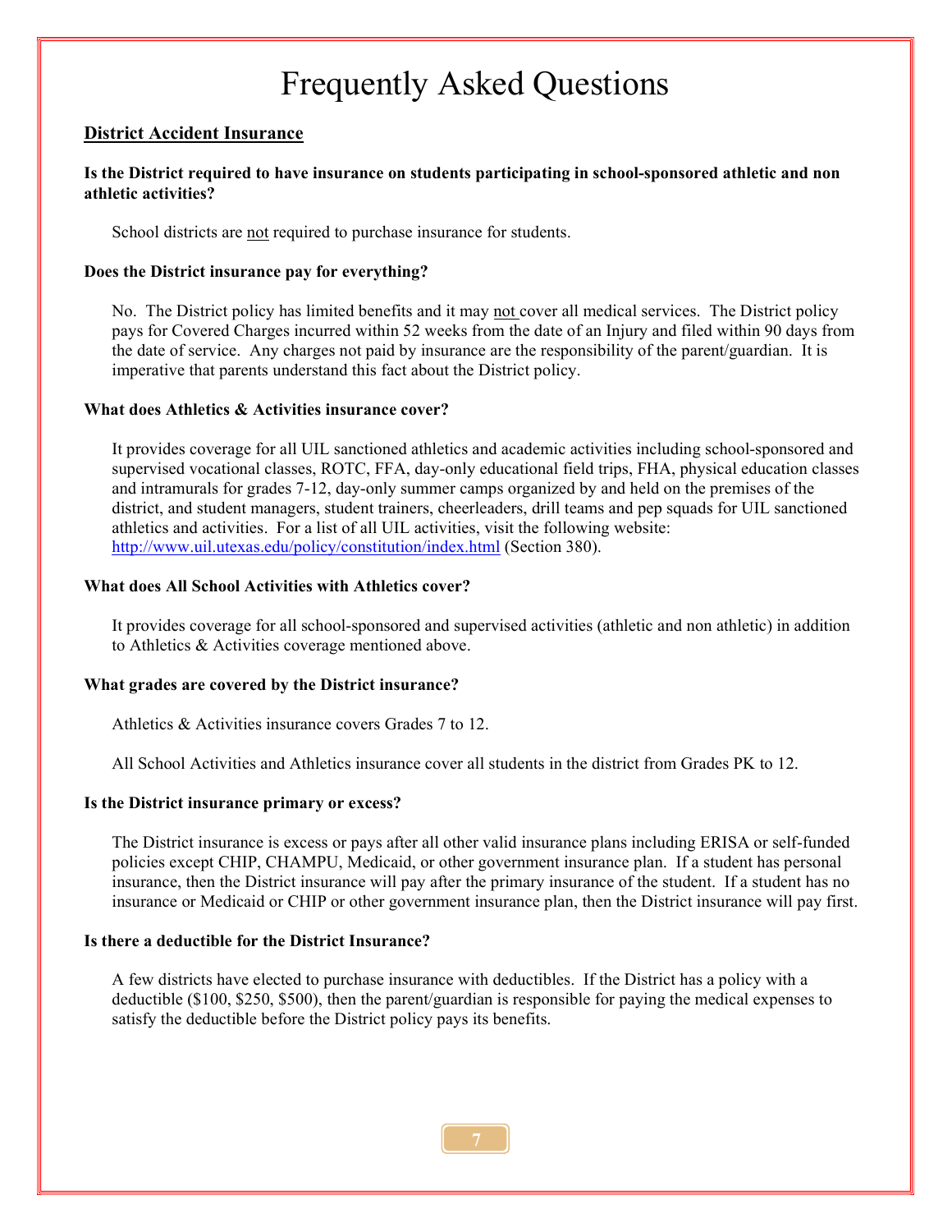# Frequently Asked Questions

## District Accident Insurance

**Is the District required to have insurance on students participating in school-sponsored athletic and non athletic activities?**

School districts are not required to purchase insurance for students.

**Does the District insurance pay for everything?**

No. The District policy has limited benefits and it may not cover all medical services. The District policy pays for Covered Charges incurred within 52 weeks from the date of an Injury and filed within 90 days from the date of service. Any charges not paid by insurance are the responsibility of the parent/guardian. It is imperative that parents understand this fact about the District policy.

**What does Athletics & Activities insurance cover?**

It provides coverage for all UIL sanctioned athletics and academic activities including school-sponsored and supervised vocational classes, ROTC, FFA, day-only educational field trips, FHA, physical education classes and intramurals for grades 7-12, day-only summer camps organized by and held on the premises of the district, and student managers, student trainers, cheerleaders, drill teams and pep squads for UIL sanctioned athletics and activities. For a list of all UIL activities, visit the following website: http://www.uil.utexas.edu/policy/constitution/index.html (Section 380).

**What does All School Activities with Athletics cover?**

It provides coverage for all school-sponsored and supervised activities (athletic and non athletic) in addition to Athletics & Activities coverage mentioned above.

**What grades are covered by the District insurance?**

Athletics & Activities insurance covers Grades 7 to 12.

All School Activities and Athletics insurance cover all students in the district from Grades PK to 12.

**Is the District insurance primary or excess?**

The District insurance is excess or pays after all other valid insurance plans including ERISA or self-funded policies except CHIP, CHAMPU, Medicaid, or other government insurance plan. If a student has personal insurance, then the District insurance will pay after the primary insurance of the student. If a student has no insurance or Medicaid or CHIP or other government insurance plan, then the District insurance will pay first.

**Is there a deductible for the District Insurance?**

A few districts have elected to purchase insurance with deductibles. If the District has a policy with a deductible ($100, $250, $500), then the parent/guardian is responsible for paying the medical expenses to satisfy the deductible before the District policy pays its benefits.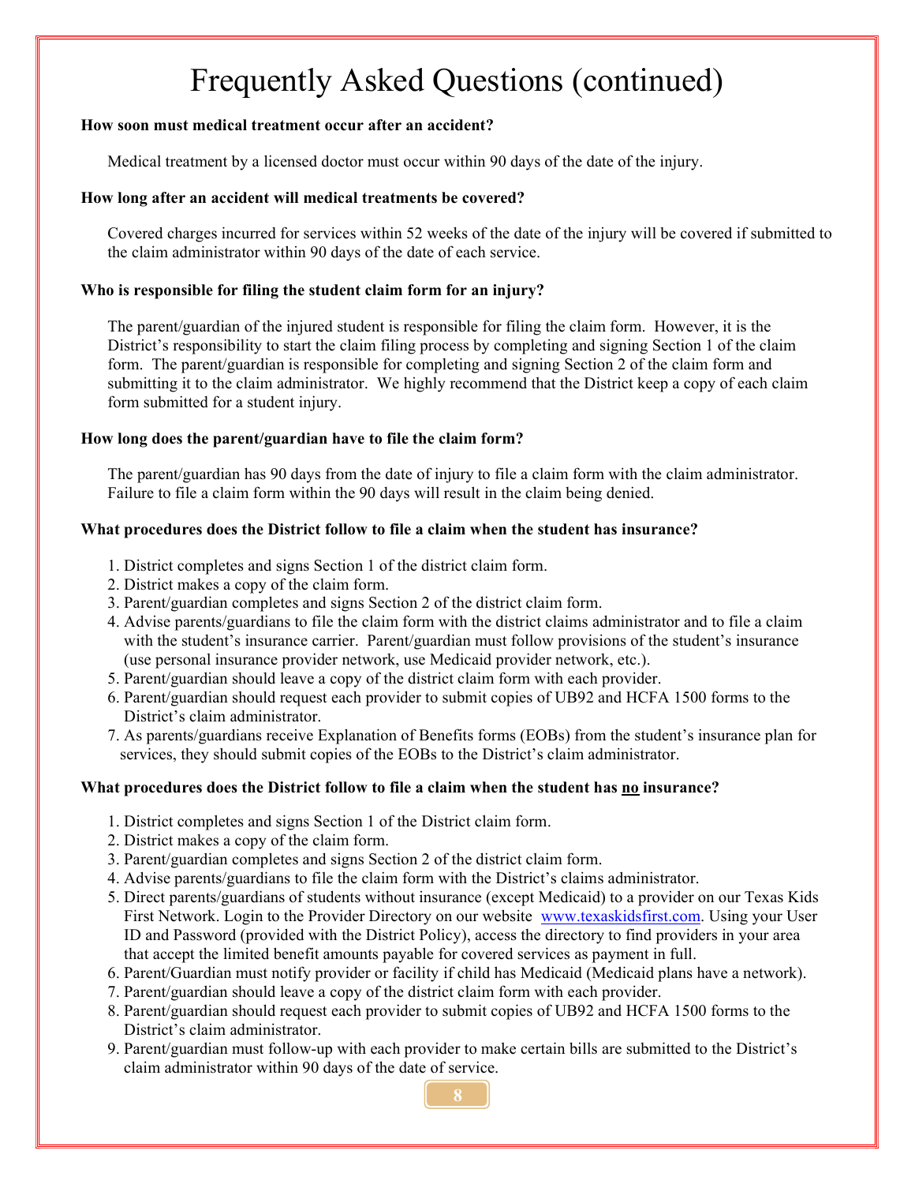# Frequently Asked Questions (continued)

**How soon must medical treatment occur after an accident?**

Medical treatment by a licensed doctor must occur within 90 days of the date of the injury.

**How long after an accident will medical treatments be covered?**

Covered charges incurred for services within 52 weeks of the date of the injury will be covered if submitted to the claim administrator within 90 days of the date of each service.

**Who is responsible for filing the student claim form for an injury?**

The parent/guardian of the injured student is responsible for filing the claim form. However, it is the District's responsibility to start the claim filing process by completing and signing Section 1 of the claim form. The parent/guardian is responsible for completing and signing Section 2 of the claim form and submitting it to the claim administrator. We highly recommend that the District keep a copy of each claim form submitted for a student injury.

**How long does the parent/guardian have to file the claim form?**

The parent/guardian has 90 days from the date of injury to file a claim form with the claim administrator. Failure to file a claim form within the 90 days will result in the claim being denied.

**What procedures does the District follow to file a claim when the student has insurance?**

1. District completes and signs Section 1 of the district claim form.
2. District makes a copy of the claim form.
3. Parent/guardian completes and signs Section 2 of the district claim form.
4. Advise parents/guardians to file the claim form with the district claims administrator and to file a claim with the student's insurance carrier. Parent/guardian must follow provisions of the student's insurance (use personal insurance provider network, use Medicaid provider network, etc.).
5. Parent/guardian should leave a copy of the district claim form with each provider.
6. Parent/guardian should request each provider to submit copies of UB92 and HCFA 1500 forms to the District's claim administrator.
7. As parents/guardians receive Explanation of Benefits forms (EOBs) from the student's insurance plan for services, they should submit copies of the EOBs to the District's claim administrator.

**What procedures does the District follow to file a claim when the student has <u>no</u> insurance?**

1. District completes and signs Section 1 of the District claim form.
2. District makes a copy of the claim form.
3. Parent/guardian completes and signs Section 2 of the district claim form.
4. Advise parents/guardians to file the claim form with the District's claims administrator.
5. Direct parents/guardians of students without insurance (except Medicaid) to a provider on our Texas Kids First Network. Login to the Provider Directory on our website [www.texaskidsfirst.com](http://www.texaskidsfirst.com). Using your User ID and Password (provided with the District Policy), access the directory to find providers in your area that accept the limited benefit amounts payable for covered services as payment in full.
6. Parent/Guardian must notify provider or facility if child has Medicaid (Medicaid plans have a network).
7. Parent/guardian should leave a copy of the district claim form with each provider.
8. Parent/guardian should request each provider to submit copies of UB92 and HCFA 1500 forms to the District's claim administrator.
9. Parent/guardian must follow-up with each provider to make certain bills are submitted to the District's claim administrator within 90 days of the date of service.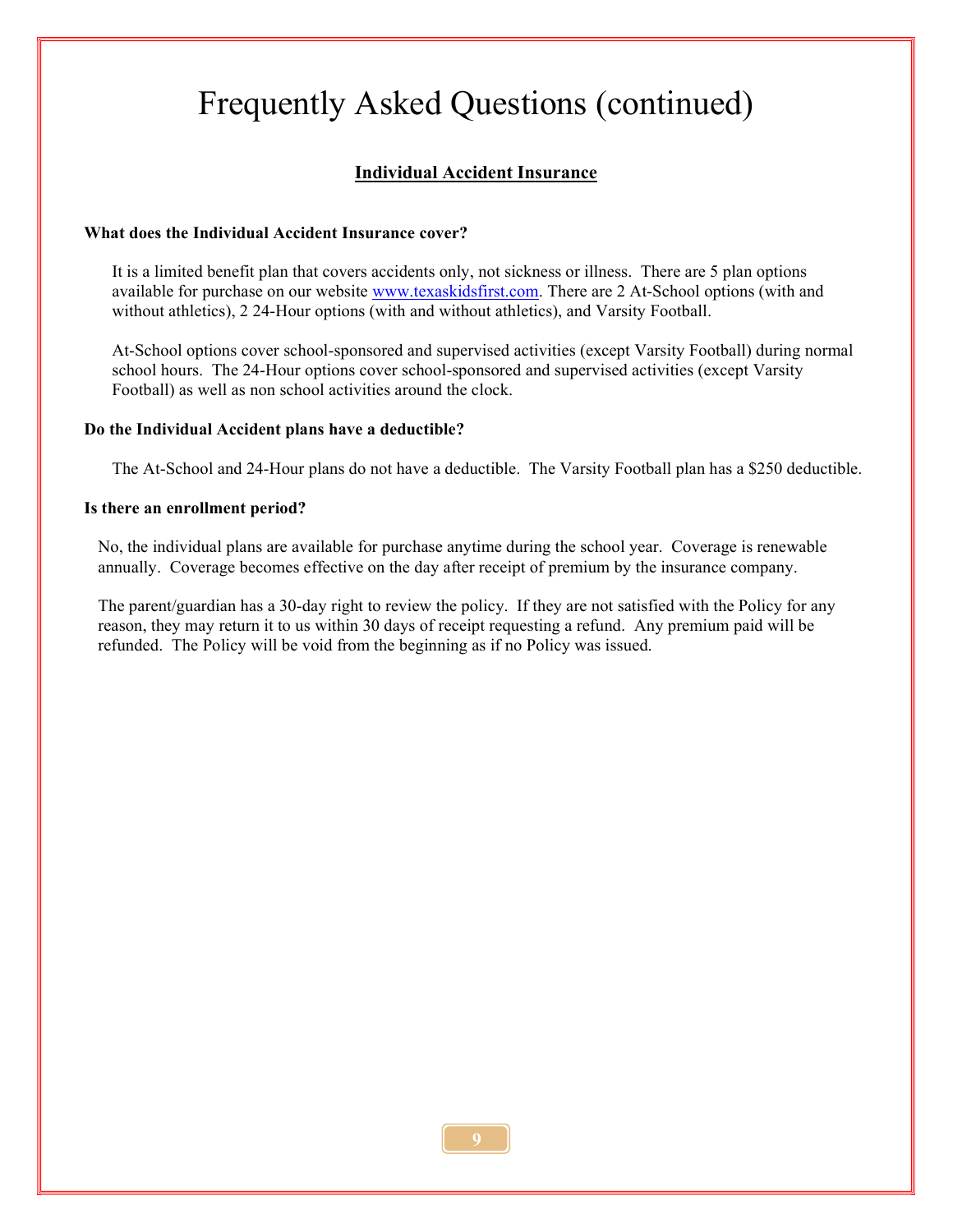# Frequently Asked Questions (continued)

## Individual Accident Insurance

**What does the Individual Accident Insurance cover?**

It is a limited benefit plan that covers accidents only, not sickness or illness. There are 5 plan options available for purchase on our website [www.texaskidsfirst.com](http://www.texaskidsfirst.com). There are 2 At-School options (with and without athletics), 2 24-Hour options (with and without athletics), and Varsity Football.

At-School options cover school-sponsored and supervised activities (except Varsity Football) during normal school hours. The 24-Hour options cover school-sponsored and supervised activities (except Varsity Football) as well as non school activities around the clock.

**Do the Individual Accident plans have a deductible?**

The At-School and 24-Hour plans do not have a deductible. The Varsity Football plan has a $250 deductible.

**Is there an enrollment period?**

No, the individual plans are available for purchase anytime during the school year. Coverage is renewable annually. Coverage becomes effective on the day after receipt of premium by the insurance company.

The parent/guardian has a 30-day right to review the policy. If they are not satisfied with the Policy for any reason, they may return it to us within 30 days of receipt requesting a refund. Any premium paid will be refunded. The Policy will be void from the beginning as if no Policy was issued.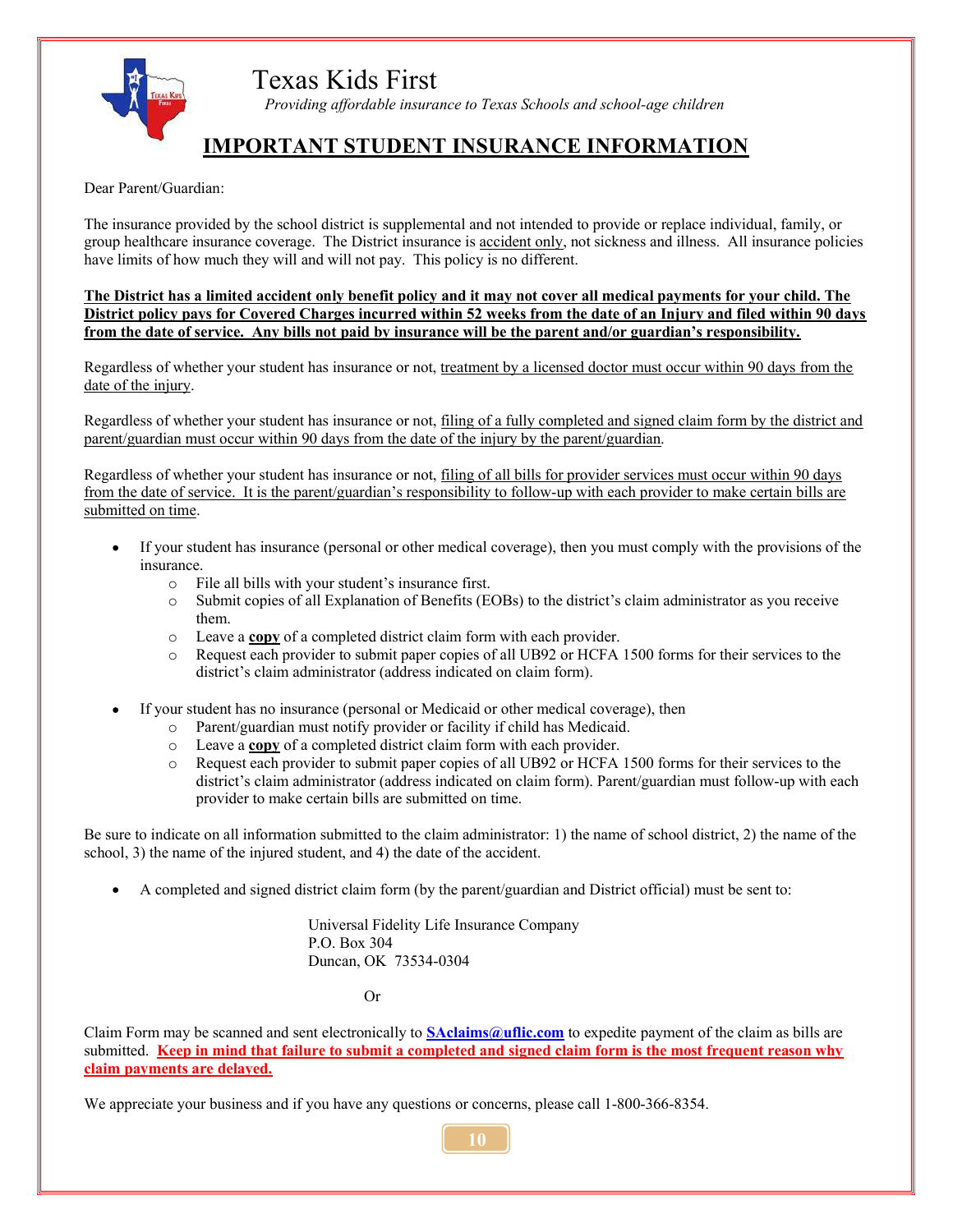# Texas Kids First

*Providing affordable insurance to Texas Schools and school-age children*

## IMPORTANT STUDENT INSURANCE INFORMATION

Dear Parent/Guardian:

The insurance provided by the school district is supplemental and not intended to provide or replace individual, family, or group healthcare insurance coverage. The District insurance is accident only, not sickness and illness. All insurance policies have limits of how much they will and will not pay. This policy is no different.

**The District has a limited accident only benefit policy and it may not cover all medical payments for your child. The District policy pays for Covered Charges incurred within 52 weeks from the date of an Injury and filed within 90 days from the date of service. Any bills not paid by insurance will be the parent and/or guardian's responsibility.**

Regardless of whether your student has insurance or not, treatment by a licensed doctor must occur within 90 days from the date of the injury.

Regardless of whether your student has insurance or not, filing of a fully completed and signed claim form by the district and parent/guardian must occur within 90 days from the date of the injury by the parent/guardian.

Regardless of whether your student has insurance or not, filing of all bills for provider services must occur within 90 days from the date of service. It is the parent/guardian's responsibility to follow-up with each provider to make certain bills are submitted on time.

- If your student has insurance (personal or other medical coverage), then you must comply with the provisions of the insurance.
  - File all bills with your student's insurance first.
  - Submit copies of all Explanation of Benefits (EOBs) to the district's claim administrator as you receive them.
  - Leave a **copy** of a completed district claim form with each provider.
  - Request each provider to submit paper copies of all UB92 or HCFA 1500 forms for their services to the district's claim administrator (address indicated on claim form).

- If your student has no insurance (personal or Medicaid or other medical coverage), then
  - Parent/guardian must notify provider or facility if child has Medicaid.
  - Leave a **copy** of a completed district claim form with each provider.
  - Request each provider to submit paper copies of all UB92 or HCFA 1500 forms for their services to the district's claim administrator (address indicated on claim form). Parent/guardian must follow-up with each provider to make certain bills are submitted on time.

Be sure to indicate on all information submitted to the claim administrator: 1) the name of school district, 2) the name of the school, 3) the name of the injured student, and 4) the date of the accident.

- A completed and signed district claim form (by the parent/guardian and District official) must be sent to:

Universal Fidelity Life Insurance Company
P.O. Box 304
Duncan, OK 73534-0304

Or

Claim Form may be scanned and sent electronically to **SAclaims@uflic.com** to expedite payment of the claim as bills are submitted. **Keep in mind that failure to submit a completed and signed claim form is the most frequent reason why claim payments are delayed.**

We appreciate your business and if you have any questions or concerns, please call 1-800-366-8354.